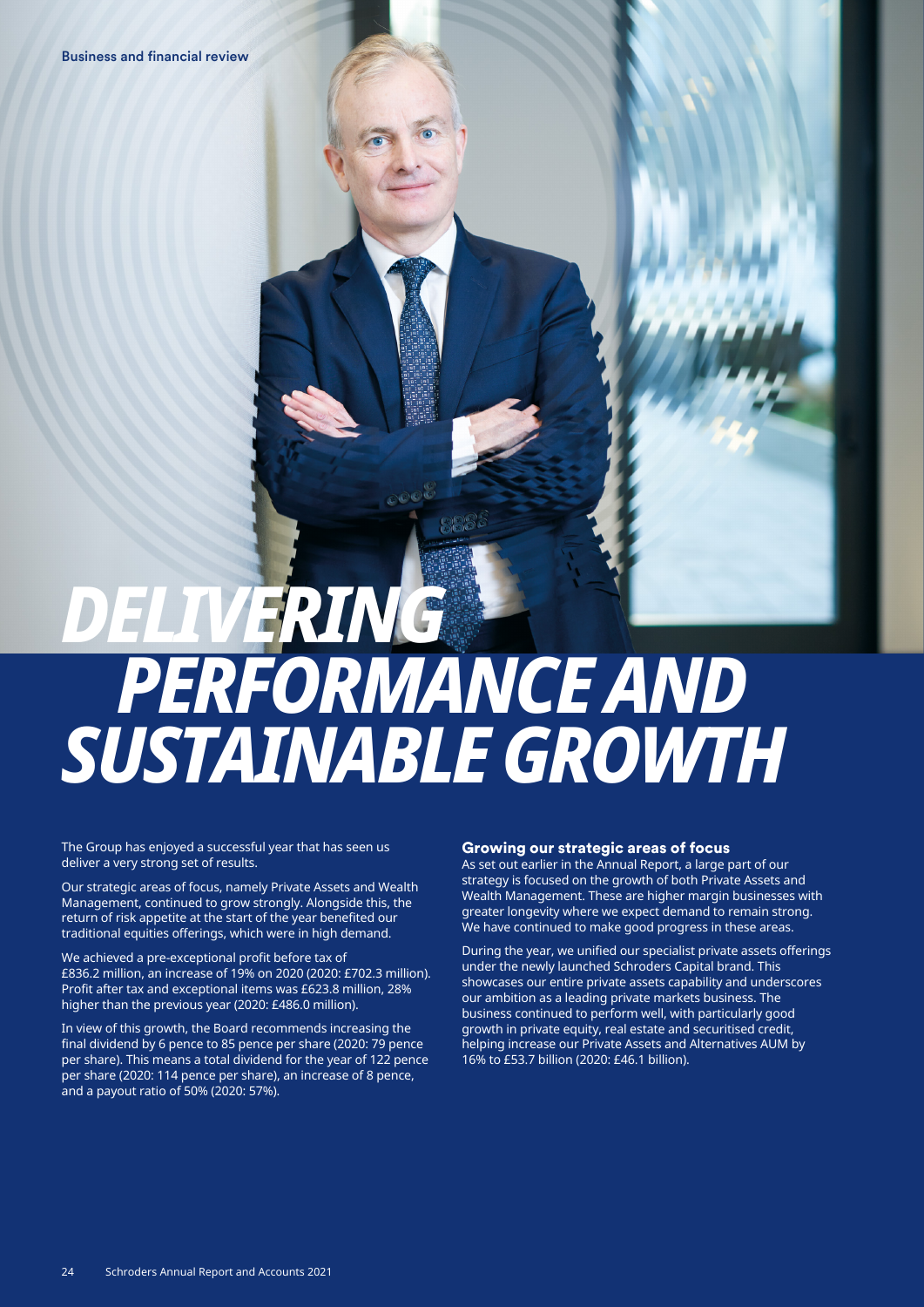# DELIVERING PERFORMANCE AND SUSTAINABLE GROWTH

The Group has enjoyed a successful year that has seen us deliver a very strong set of results.

Our strategic areas of focus, namely Private Assets and Wealth Management, continued to grow strongly. Alongside this, the return of risk appetite at the start of the year benefited our traditional equities offerings, which were in high demand.

We achieved a pre-exceptional profit before tax of £836.2 million, an increase of 19% on 2020 (2020: £702.3 million). Profit after tax and exceptional items was £623.8 million, 28% higher than the previous year (2020: £486.0 million).

In view of this growth, the Board recommends increasing the final dividend by 6 pence to 85 pence per share (2020: 79 pence per share). This means a total dividend for the year of 122 pence per share (2020: 114 pence per share), an increase of 8 pence, and a payout ratio of 50% (2020: 57%).

## Growing our strategic areas of focus

As set out earlier in the Annual Report, a large part of our strategy is focused on the growth of both Private Assets and Wealth Management. These are higher margin businesses with greater longevity where we expect demand to remain strong. We have continued to make good progress in these areas.

During the year, we unified our specialist private assets offerings under the newly launched Schroders Capital brand. This showcases our entire private assets capability and underscores our ambition as a leading private markets business. The business continued to perform well, with particularly good growth in private equity, real estate and securitised credit, helping increase our Private Assets and Alternatives AUM by 16% to £53.7 billion (2020: £46.1 billion).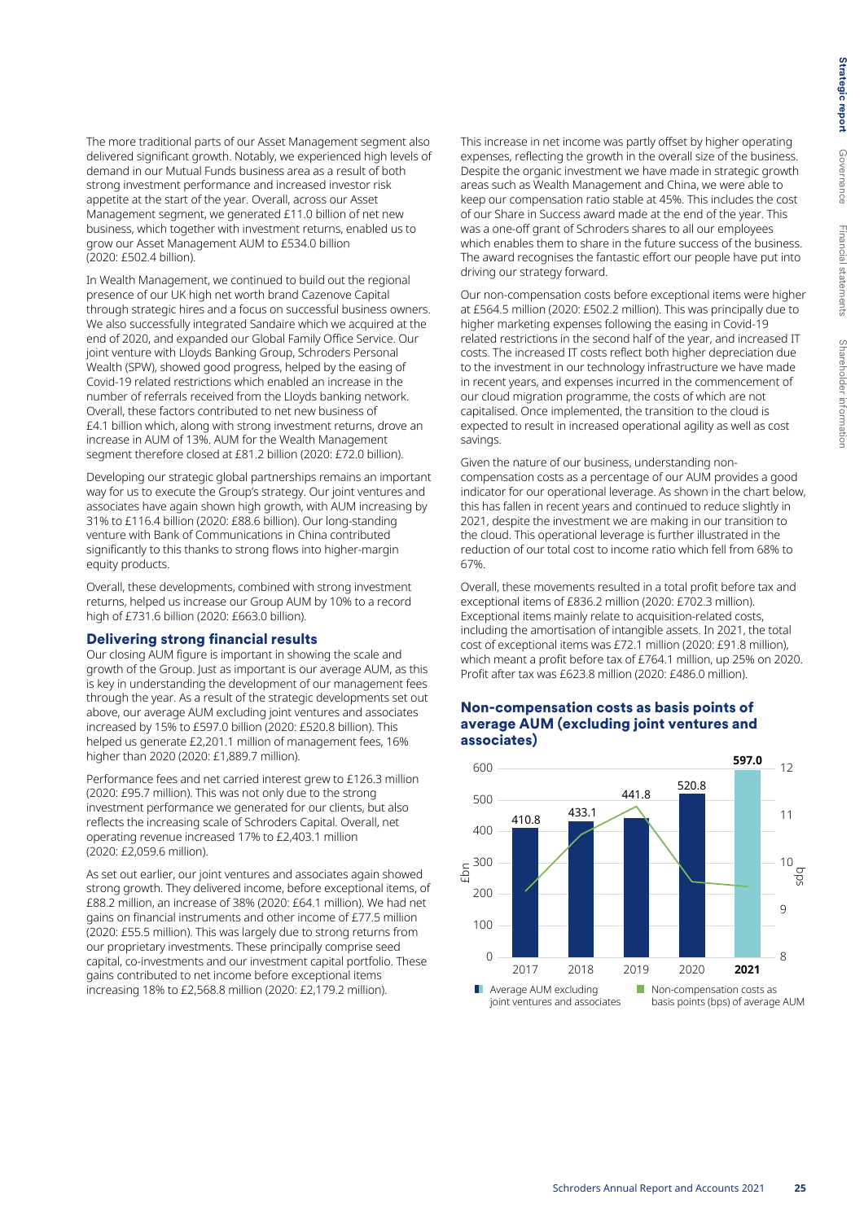The more traditional parts of our Asset Management segment also delivered significant growth. Notably, we experienced high levels of demand in our Mutual Funds business area as a result of both strong investment performance and increased investor risk appetite at the start of the year. Overall, across our Asset Management segment, we generated £11.0 billion of net new business, which together with investment returns, enabled us to grow our Asset Management AUM to £534.0 billion (2020: £502.4 billion).

In Wealth Management, we continued to build out the regional presence of our UK high net worth brand Cazenove Capital through strategic hires and a focus on successful business owners. We also successfully integrated Sandaire which we acquired at the end of 2020, and expanded our Global Family Office Service. Our joint venture with Lloyds Banking Group, Schroders Personal Wealth (SPW), showed good progress, helped by the easing of Covid-19 related restrictions which enabled an increase in the number of referrals received from the Lloyds banking network. Overall, these factors contributed to net new business of £4.1 billion which, along with strong investment returns, drove an increase in AUM of 13%. AUM for the Wealth Management segment therefore closed at £81.2 billion (2020: £72.0 billion).

Developing our strategic global partnerships remains an important way for us to execute the Group's strategy. Our joint ventures and associates have again shown high growth, with AUM increasing by 31% to £116.4 billion (2020: £88.6 billion). Our long-standing venture with Bank of Communications in China contributed significantly to this thanks to strong flows into higher-margin equity products.

Overall, these developments, combined with strong investment returns, helped us increase our Group AUM by 10% to a record high of £731.6 billion (2020: £663.0 billion).

## Delivering strong financial results

Our closing AUM figure is important in showing the scale and growth of the Group. Just as important is our average AUM, as this is key in understanding the development of our management fees through the year. As a result of the strategic developments set out above, our average AUM excluding joint ventures and associates increased by 15% to £597.0 billion (2020: £520.8 billion). This helped us generate £2,201.1 million of management fees, 16% higher than 2020 (2020: £1,889.7 million).

Performance fees and net carried interest grew to £126.3 million (2020: £95.7 million). This was not only due to the strong investment performance we generated for our clients, but also reflects the increasing scale of Schroders Capital. Overall, net operating revenue increased 17% to £2,403.1 million (2020: £2,059.6 million).

As set out earlier, our joint ventures and associates again showed strong growth. They delivered income, before exceptional items, of £88.2 million, an increase of 38% (2020: £64.1 million). We had net gains on financial instruments and other income of £77.5 million (2020: £55.5 million). This was largely due to strong returns from our proprietary investments. These principally comprise seed capital, co-investments and our investment capital portfolio. These gains contributed to net income before exceptional items increasing 18% to £2,568.8 million (2020: £2,179.2 million).

This increase in net income was partly offset by higher operating expenses, reflecting the growth in the overall size of the business. Despite the organic investment we have made in strategic growth areas such as Wealth Management and China, we were able to keep our compensation ratio stable at 45%. This includes the cost of our Share in Success award made at the end of the year. This was a one-off grant of Schroders shares to all our employees which enables them to share in the future success of the business. The award recognises the fantastic effort our people have put into driving our strategy forward.

Our non-compensation costs before exceptional items were higher at £564.5 million (2020: £502.2 million). This was principally due to higher marketing expenses following the easing in Covid-19 related restrictions in the second half of the year, and increased IT costs. The increased IT costs reflect both higher depreciation due to the investment in our technology infrastructure we have made in recent years, and expenses incurred in the commencement of our cloud migration programme, the costs of which are not capitalised. Once implemented, the transition to the cloud is expected to result in increased operational agility as well as cost savings.

Given the nature of our business, understanding non-compensation costs as a percentage of our AUM provides a good indicator for our operational leverage. As shown in the chart below, this has fallen in recent years and continued to reduce slightly in 2021, despite the investment we are making in our transition to the cloud. This operational leverage is further illustrated in the reduction of our total cost to income ratio which fell from 68% to 67%.

Overall, these movements resulted in a total profit before tax and exceptional items of £836.2 million (2020: £702.3 million). Exceptional items mainly relate to acquisition-related costs, including the amortisation of intangible assets. In 2021, the total cost of exceptional items was £72.1 million (2020: £91.8 million), which meant a profit before tax of £764.1 million, up 25% on 2020. Profit after tax was £623.8 million (2020: £486.0 million).

### Non-compensation costs as basis points of average AUM (excluding joint ventures and associates)

| Year | Average AUM excluding joint ventures and associates (£bn) |
|---|---|
| 2017 | 410.8 |
| 2018 | 433.1 |
| 2019 | 441.8 |
| 2020 | 520.8 |
| **2021** | **597.0** |

Legend: Average AUM excluding joint ventures and associates; Non-compensation costs as basis points (bps) of average AUM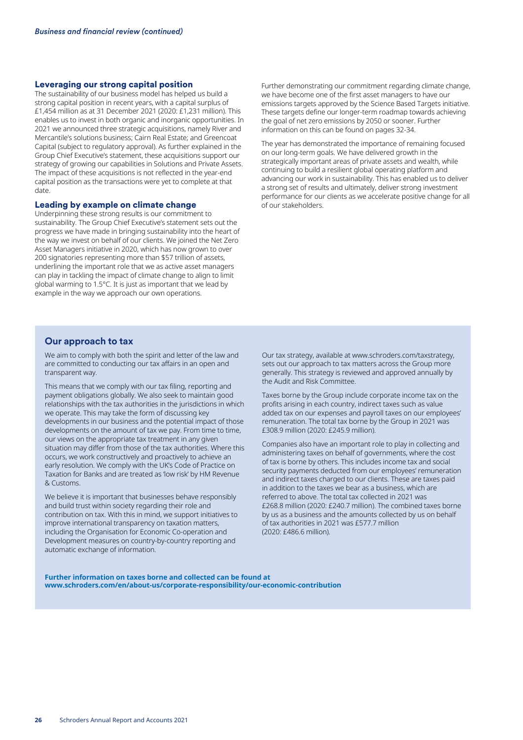## Leveraging our strong capital position

The sustainability of our business model has helped us build a strong capital position in recent years, with a capital surplus of £1,454 million as at 31 December 2021 (2020: £1,231 million). This enables us to invest in both organic and inorganic opportunities. In 2021 we announced three strategic acquisitions, namely River and Mercantile's solutions business; Cairn Real Estate; and Greencoat Capital (subject to regulatory approval). As further explained in the Group Chief Executive's statement, these acquisitions support our strategy of growing our capabilities in Solutions and Private Assets. The impact of these acquisitions is not reflected in the year-end capital position as the transactions were yet to complete at that date.

## Leading by example on climate change

Underpinning these strong results is our commitment to sustainability. The Group Chief Executive's statement sets out the progress we have made in bringing sustainability into the heart of the way we invest on behalf of our clients. We joined the Net Zero Asset Managers initiative in 2020, which has now grown to over 200 signatories representing more than $57 trillion of assets, underlining the important role that we as active asset managers can play in tackling the impact of climate change to align to limit global warming to 1.5°C. It is just as important that we lead by example in the way we approach our own operations.

Further demonstrating our commitment regarding climate change, we have become one of the first asset managers to have our emissions targets approved by the Science Based Targets initiative. These targets define our longer-term roadmap towards achieving the goal of net zero emissions by 2050 or sooner. Further information on this can be found on pages 32-34.

The year has demonstrated the importance of remaining focused on our long-term goals. We have delivered growth in the strategically important areas of private assets and wealth, while continuing to build a resilient global operating platform and advancing our work in sustainability. This has enabled us to deliver a strong set of results and ultimately, deliver strong investment performance for our clients as we accelerate positive change for all of our stakeholders.

## Our approach to tax

We aim to comply with both the spirit and letter of the law and are committed to conducting our tax affairs in an open and transparent way.

This means that we comply with our tax filing, reporting and payment obligations globally. We also seek to maintain good relationships with the tax authorities in the jurisdictions in which we operate. This may take the form of discussing key developments in our business and the potential impact of those developments on the amount of tax we pay. From time to time, our views on the appropriate tax treatment in any given situation may differ from those of the tax authorities. Where this occurs, we work constructively and proactively to achieve an early resolution. We comply with the UK's Code of Practice on Taxation for Banks and are treated as 'low risk' by HM Revenue & Customs.

We believe it is important that businesses behave responsibly and build trust within society regarding their role and contribution on tax. With this in mind, we support initiatives to improve international transparency on taxation matters, including the Organisation for Economic Co-operation and Development measures on country-by-country reporting and automatic exchange of information.

Our tax strategy, available at www.schroders.com/taxstrategy, sets out our approach to tax matters across the Group more generally. This strategy is reviewed and approved annually by the Audit and Risk Committee.

Taxes borne by the Group include corporate income tax on the profits arising in each country, indirect taxes such as value added tax on our expenses and payroll taxes on our employees' remuneration. The total tax borne by the Group in 2021 was £308.9 million (2020: £245.9 million).

Companies also have an important role to play in collecting and administering taxes on behalf of governments, where the cost of tax is borne by others. This includes income tax and social security payments deducted from our employees' remuneration and indirect taxes charged to our clients. These are taxes paid in addition to the taxes we bear as a business, which are referred to above. The total tax collected in 2021 was £268.8 million (2020: £240.7 million). The combined taxes borne by us as a business and the amounts collected by us on behalf of tax authorities in 2021 was £577.7 million (2020: £486.6 million).

**Further information on taxes borne and collected can be found at www.schroders.com/en/about-us/corporate-responsibility/our-economic-contribution**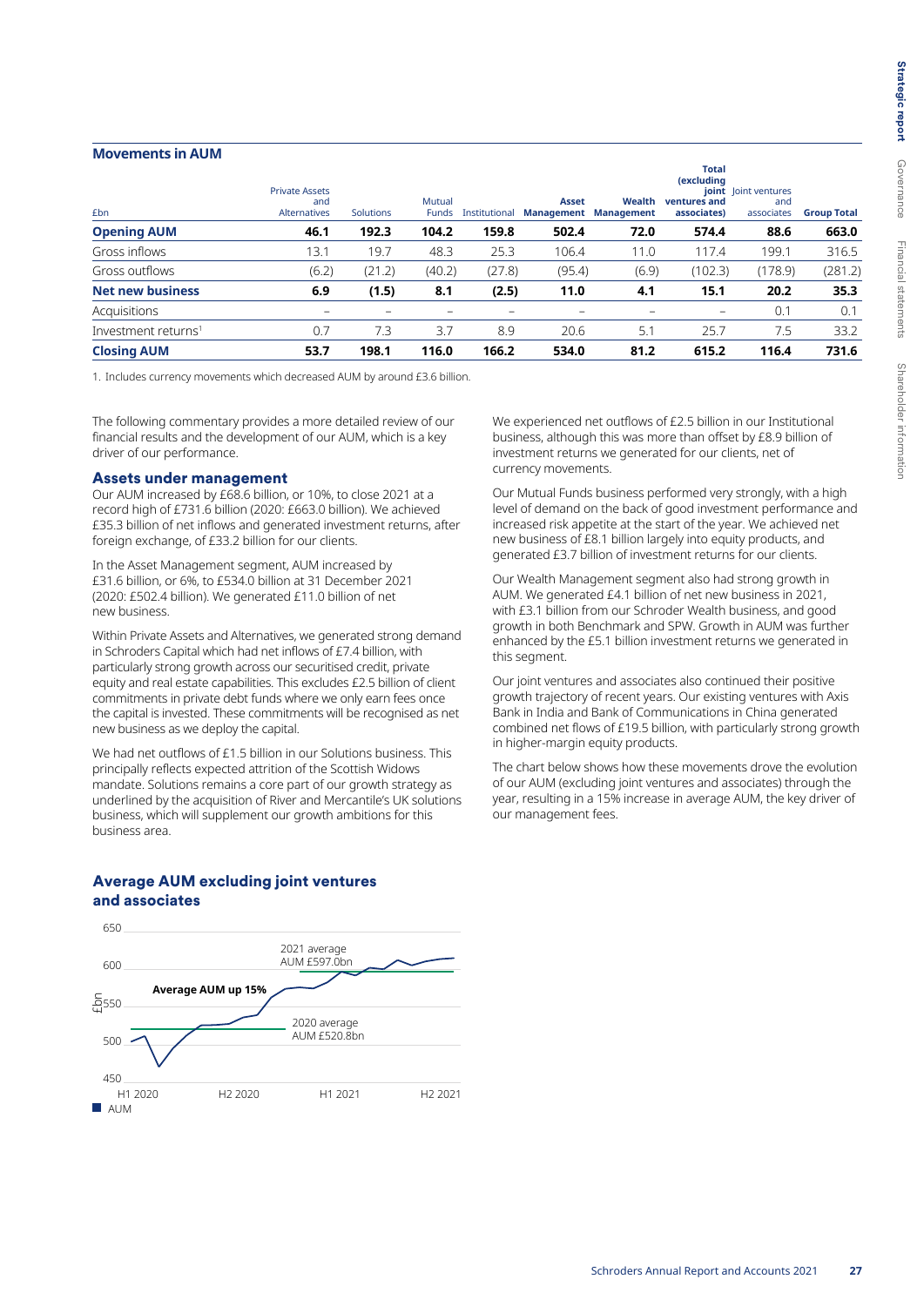## Movements in AUM

| £bn | Private Assets and Alternatives | Solutions | Mutual Funds | Institutional | Asset Management | Wealth Management | Total (excluding joint ventures and associates) | Joint ventures and associates | Group Total |
|---|---|---|---|---|---|---|---|---|---|
| **Opening AUM** | **46.1** | **192.3** | **104.2** | **159.8** | **502.4** | **72.0** | **574.4** | **88.6** | **663.0** |
| Gross inflows | 13.1 | 19.7 | 48.3 | 25.3 | 106.4 | 11.0 | 117.4 | 199.1 | 316.5 |
| Gross outflows | (6.2) | (21.2) | (40.2) | (27.8) | (95.4) | (6.9) | (102.3) | (178.9) | (281.2) |
| **Net new business** | **6.9** | **(1.5)** | **8.1** | **(2.5)** | **11.0** | **4.1** | **15.1** | **20.2** | **35.3** |
| Acquisitions | – | – | – | – | – | – | – | 0.1 | 0.1 |
| Investment returns[1] | 0.7 | 7.3 | 3.7 | 8.9 | 20.6 | 5.1 | 25.7 | 7.5 | 33.2 |
| **Closing AUM** | **53.7** | **198.1** | **116.0** | **166.2** | **534.0** | **81.2** | **615.2** | **116.4** | **731.6** |

1. Includes currency movements which decreased AUM by around £3.6 billion.

The following commentary provides a more detailed review of our financial results and the development of our AUM, which is a key driver of our performance.

### Assets under management

Our AUM increased by £68.6 billion, or 10%, to close 2021 at a record high of £731.6 billion (2020: £663.0 billion). We achieved £35.3 billion of net inflows and generated investment returns, after foreign exchange, of £33.2 billion for our clients.

In the Asset Management segment, AUM increased by £31.6 billion, or 6%, to £534.0 billion at 31 December 2021 (2020: £502.4 billion). We generated £11.0 billion of net new business.

Within Private Assets and Alternatives, we generated strong demand in Schroders Capital which had net inflows of £7.4 billion, with particularly strong growth across our securitised credit, private equity and real estate capabilities. This excludes £2.5 billion of client commitments in private debt funds where we only earn fees once the capital is invested. These commitments will be recognised as net new business as we deploy the capital.

We had net outflows of £1.5 billion in our Solutions business. This principally reflects expected attrition of the Scottish Widows mandate. Solutions remains a core part of our growth strategy as underlined by the acquisition of River and Mercantile's UK solutions business, which will supplement our growth ambitions for this business area.

We experienced net outflows of £2.5 billion in our Institutional business, although this was more than offset by £8.9 billion of investment returns we generated for our clients, net of currency movements.

Our Mutual Funds business performed very strongly, with a high level of demand on the back of good investment performance and increased risk appetite at the start of the year. We achieved net new business of £8.1 billion largely into equity products, and generated £3.7 billion of investment returns for our clients.

Our Wealth Management segment also had strong growth in AUM. We generated £4.1 billion of net new business in 2021, with £3.1 billion from our Schroder Wealth business, and good growth in both Benchmark and SPW. Growth in AUM was further enhanced by the £5.1 billion investment returns we generated in this segment.

Our joint ventures and associates also continued their positive growth trajectory of recent years. Our existing ventures with Axis Bank in India and Bank of Communications in China generated combined net flows of £19.5 billion, with particularly strong growth in higher-margin equity products.

The chart below shows how these movements drove the evolution of our AUM (excluding joint ventures and associates) through the year, resulting in a 15% increase in average AUM, the key driver of our management fees.

### Average AUM excluding joint ventures and associates

Average AUM up 15%

2021 average AUM £597.0bn

2020 average AUM £520.8bn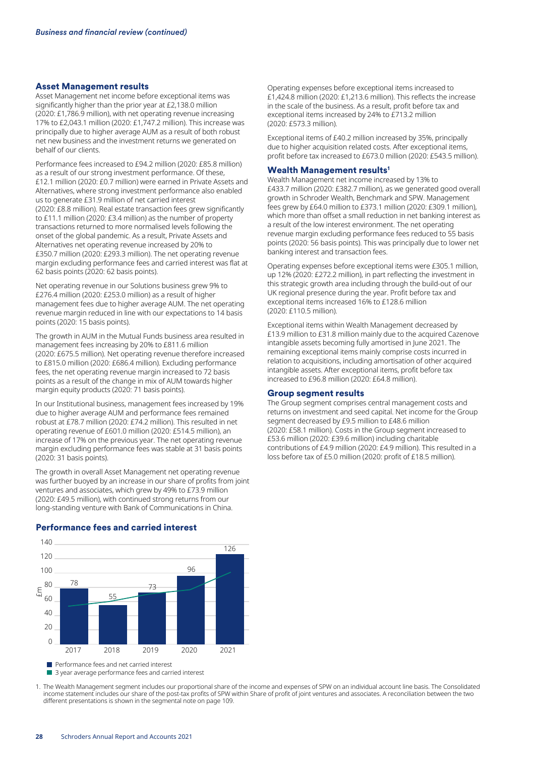## Asset Management results

Asset Management net income before exceptional items was significantly higher than the prior year at £2,138.0 million (2020: £1,786.9 million), with net operating revenue increasing 17% to £2,043.1 million (2020: £1,747.2 million). This increase was principally due to higher average AUM as a result of both robust net new business and the investment returns we generated on behalf of our clients.

Performance fees increased to £94.2 million (2020: £85.8 million) as a result of our strong investment performance. Of these, £12.1 million (2020: £0.7 million) were earned in Private Assets and Alternatives, where strong investment performance also enabled us to generate £31.9 million of net carried interest (2020: £8.8 million). Real estate transaction fees grew significantly to £11.1 million (2020: £3.4 million) as the number of property transactions returned to more normalised levels following the onset of the global pandemic. As a result, Private Assets and Alternatives net operating revenue increased by 20% to £350.7 million (2020: £293.3 million). The net operating revenue margin excluding performance fees and carried interest was flat at 62 basis points (2020: 62 basis points).

Net operating revenue in our Solutions business grew 9% to £276.4 million (2020: £253.0 million) as a result of higher management fees due to higher average AUM. The net operating revenue margin reduced in line with our expectations to 14 basis points (2020: 15 basis points).

The growth in AUM in the Mutual Funds business area resulted in management fees increasing by 20% to £811.6 million (2020: £675.5 million). Net operating revenue therefore increased to £815.0 million (2020: £686.4 million). Excluding performance fees, the net operating revenue margin increased to 72 basis points as a result of the change in mix of AUM towards higher margin equity products (2020: 71 basis points).

In our Institutional business, management fees increased by 19% due to higher average AUM and performance fees remained robust at £78.7 million (2020: £74.2 million). This resulted in net operating revenue of £601.0 million (2020: £514.5 million), an increase of 17% on the previous year. The net operating revenue margin excluding performance fees was stable at 31 basis points (2020: 31 basis points).

The growth in overall Asset Management net operating revenue was further buoyed by an increase in our share of profits from joint ventures and associates, which grew by 49% to £73.9 million (2020: £49.5 million), with continued strong returns from our long-standing venture with Bank of Communications in China.

### Performance fees and carried interest

| Year | Performance fees and net carried interest (£m) |
|---|---|
| 2017 | 78 |
| 2018 | 55 |
| 2019 | 73 |
| 2020 | 96 |
| 2021 | 126 |

- Performance fees and net carried interest
- 3 year average performance fees and carried interest

Operating expenses before exceptional items increased to £1,424.8 million (2020: £1,213.6 million). This reflects the increase in the scale of the business. As a result, profit before tax and exceptional items increased by 24% to £713.2 million (2020: £573.3 million).

Exceptional items of £40.2 million increased by 35%, principally due to higher acquisition related costs. After exceptional items, profit before tax increased to £673.0 million (2020: £543.5 million).

## Wealth Management results[1]

Wealth Management net income increased by 13% to £433.7 million (2020: £382.7 million), as we generated good overall growth in Schroder Wealth, Benchmark and SPW. Management fees grew by £64.0 million to £373.1 million (2020: £309.1 million), which more than offset a small reduction in net banking interest as a result of the low interest environment. The net operating revenue margin excluding performance fees reduced to 55 basis points (2020: 56 basis points). This was principally due to lower net banking interest and transaction fees.

Operating expenses before exceptional items were £305.1 million, up 12% (2020: £272.2 million), in part reflecting the investment in this strategic growth area including through the build-out of our UK regional presence during the year. Profit before tax and exceptional items increased 16% to £128.6 million (2020: £110.5 million).

Exceptional items within Wealth Management decreased by £13.9 million to £31.8 million mainly due to the acquired Cazenove intangible assets becoming fully amortised in June 2021. The remaining exceptional items mainly comprise costs incurred in relation to acquisitions, including amortisation of other acquired intangible assets. After exceptional items, profit before tax increased to £96.8 million (2020: £64.8 million).

## Group segment results

The Group segment comprises central management costs and returns on investment and seed capital. Net income for the Group segment decreased by £9.5 million to £48.6 million (2020: £58.1 million). Costs in the Group segment increased to £53.6 million (2020: £39.6 million) including charitable contributions of £4.9 million (2020: £4.9 million). This resulted in a loss before tax of £5.0 million (2020: profit of £18.5 million).

1. The Wealth Management segment includes our proportional share of the income and expenses of SPW on an individual account line basis. The Consolidated income statement includes our share of the post-tax profits of SPW within Share of profit of joint ventures and associates. A reconciliation between the two different presentations is shown in the segmental note on page 109.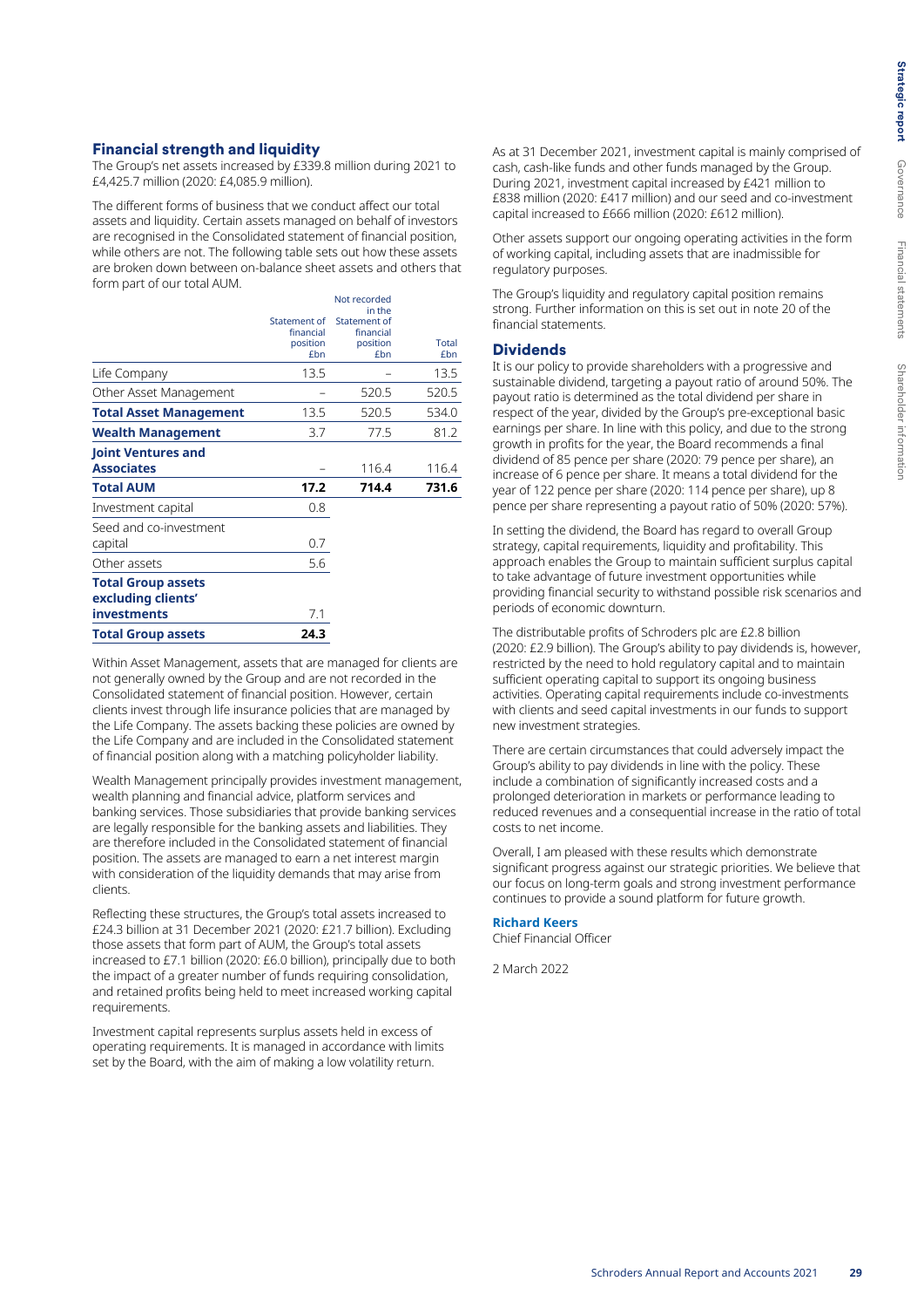## Financial strength and liquidity

The Group's net assets increased by £339.8 million during 2021 to £4,425.7 million (2020: £4,085.9 million).

The different forms of business that we conduct affect our total assets and liquidity. Certain assets managed on behalf of investors are recognised in the Consolidated statement of financial position, while others are not. The following table sets out how these assets are broken down between on-balance sheet assets and others that form part of our total AUM.

| | Statement of financial position £bn | Not recorded in the Statement of financial position £bn | Total £bn |
|---|---|---|---|
| Life Company | 13.5 | – | 13.5 |
| Other Asset Management | – | 520.5 | 520.5 |
| **Total Asset Management** | 13.5 | 520.5 | 534.0 |
| **Wealth Management** | 3.7 | 77.5 | 81.2 |
| **Joint Ventures and Associates** | – | 116.4 | 116.4 |
| **Total AUM** | **17.2** | **714.4** | **731.6** |
| Investment capital | 0.8 | | |
| Seed and co-investment capital | 0.7 | | |
| Other assets | 5.6 | | |
| **Total Group assets excluding clients' investments** | 7.1 | | |
| **Total Group assets** | **24.3** | | |

Within Asset Management, assets that are managed for clients are not generally owned by the Group and are not recorded in the Consolidated statement of financial position. However, certain clients invest through life insurance policies that are managed by the Life Company. The assets backing these policies are owned by the Life Company and are included in the Consolidated statement of financial position along with a matching policyholder liability.

Wealth Management principally provides investment management, wealth planning and financial advice, platform services and banking services. Those subsidiaries that provide banking services are legally responsible for the banking assets and liabilities. They are therefore included in the Consolidated statement of financial position. The assets are managed to earn a net interest margin with consideration of the liquidity demands that may arise from clients.

Reflecting these structures, the Group's total assets increased to £24.3 billion at 31 December 2021 (2020: £21.7 billion). Excluding those assets that form part of AUM, the Group's total assets increased to £7.1 billion (2020: £6.0 billion), principally due to both the impact of a greater number of funds requiring consolidation, and retained profits being held to meet increased working capital requirements.

Investment capital represents surplus assets held in excess of operating requirements. It is managed in accordance with limits set by the Board, with the aim of making a low volatility return.

As at 31 December 2021, investment capital is mainly comprised of cash, cash-like funds and other funds managed by the Group. During 2021, investment capital increased by £421 million to £838 million (2020: £417 million) and our seed and co-investment capital increased to £666 million (2020: £612 million).

Other assets support our ongoing operating activities in the form of working capital, including assets that are inadmissible for regulatory purposes.

The Group's liquidity and regulatory capital position remains strong. Further information on this is set out in note 20 of the financial statements.

## Dividends

It is our policy to provide shareholders with a progressive and sustainable dividend, targeting a payout ratio of around 50%. The payout ratio is determined as the total dividend per share in respect of the year, divided by the Group's pre-exceptional basic earnings per share. In line with this policy, and due to the strong growth in profits for the year, the Board recommends a final dividend of 85 pence per share (2020: 79 pence per share), an increase of 6 pence per share. It means a total dividend for the year of 122 pence per share (2020: 114 pence per share), up 8 pence per share representing a payout ratio of 50% (2020: 57%).

In setting the dividend, the Board has regard to overall Group strategy, capital requirements, liquidity and profitability. This approach enables the Group to maintain sufficient surplus capital to take advantage of future investment opportunities while providing financial security to withstand possible risk scenarios and periods of economic downturn.

The distributable profits of Schroders plc are £2.8 billion (2020: £2.9 billion). The Group's ability to pay dividends is, however, restricted by the need to hold regulatory capital and to maintain sufficient operating capital to support its ongoing business activities. Operating capital requirements include co-investments with clients and seed capital investments in our funds to support new investment strategies.

There are certain circumstances that could adversely impact the Group's ability to pay dividends in line with the policy. These include a combination of significantly increased costs and a prolonged deterioration in markets or performance leading to reduced revenues and a consequential increase in the ratio of total costs to net income.

Overall, I am pleased with these results which demonstrate significant progress against our strategic priorities. We believe that our focus on long-term goals and strong investment performance continues to provide a sound platform for future growth.

**Richard Keers**
Chief Financial Officer

2 March 2022